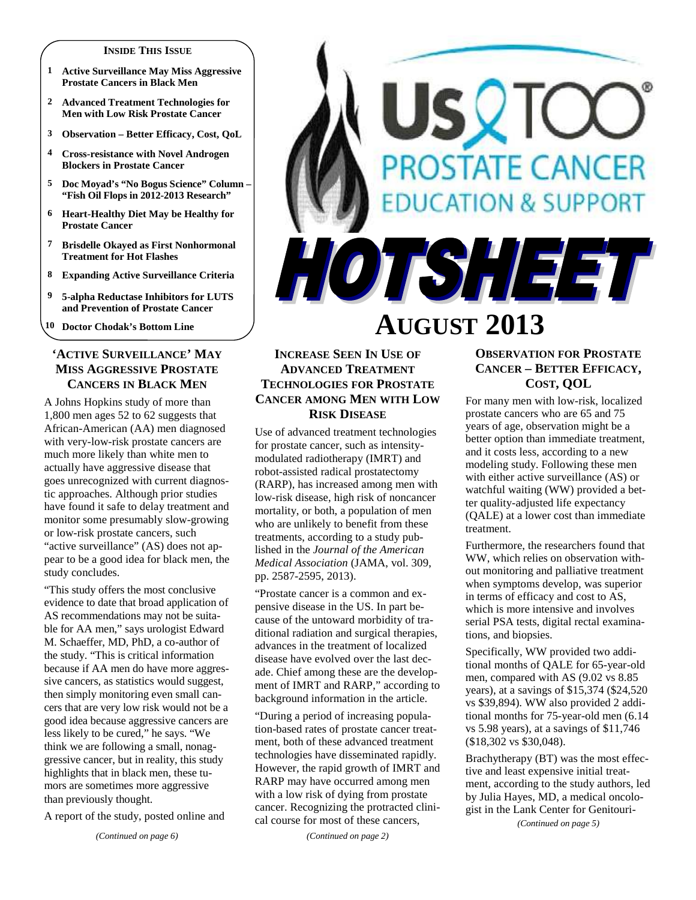# Us TOO Prostate Cancer Education & Support

# HOTSHEET

# August 2013

**Inside This Issue**

1. Active Surveillance May Miss Aggressive Prostate Cancers in Black Men
2. Advanced Treatment Technologies for Men with Low Risk Prostate Cancer
3. Observation – Better Efficacy, Cost, QoL
4. Cross-resistance with Novel Androgen Blockers in Prostate Cancer
5. Doc Moyad's "No Bogus Science" Column – "Fish Oil Flops in 2012-2013 Research"
6. Heart-Healthy Diet May be Healthy for Prostate Cancer
7. Brisdelle Okayed as First Nonhormonal Treatment for Hot Flashes
8. Expanding Active Surveillance Criteria
9. 5-alpha Reductase Inhibitors for LUTS and Prevention of Prostate Cancer
10. Doctor Chodak's Bottom Line

## 'Active Surveillance' May Miss Aggressive Prostate Cancers in Black Men

A Johns Hopkins study of more than 1,800 men ages 52 to 62 suggests that African-American (AA) men diagnosed with very-low-risk prostate cancers are much more likely than white men to actually have aggressive disease that goes unrecognized with current diagnostic approaches. Although prior studies have found it safe to delay treatment and monitor some presumably slow-growing or low-risk prostate cancers, such "active surveillance" (AS) does not appear to be a good idea for black men, the study concludes.

"This study offers the most conclusive evidence to date that broad application of AS recommendations may not be suitable for AA men," says urologist Edward M. Schaeffer, MD, PhD, a co-author of the study. "This is critical information because if AA men do have more aggressive cancers, as statistics would suggest, then simply monitoring even small cancers that are very low risk would not be a good idea because aggressive cancers are less likely to be cured," he says. "We think we are following a small, nonaggressive cancer, but in reality, this study highlights that in black men, these tumors are sometimes more aggressive than previously thought.

A report of the study, posted online and

*(Continued on page 6)*

## Increase Seen in Use of Advanced Treatment Technologies for Prostate Cancer Among Men with Low Risk Disease

Use of advanced treatment technologies for prostate cancer, such as intensity-modulated radiotherapy (IMRT) and robot-assisted radical prostatectomy (RARP), has increased among men with low-risk disease, high risk of noncancer mortality, or both, a population of men who are unlikely to benefit from these treatments, according to a study published in the *Journal of the American Medical Association* (JAMA, vol. 309, pp. 2587-2595, 2013).

"Prostate cancer is a common and expensive disease in the US. In part because of the untoward morbidity of traditional radiation and surgical therapies, advances in the treatment of localized disease have evolved over the last decade. Chief among these are the development of IMRT and RARP," according to background information in the article.

"During a period of increasing population-based rates of prostate cancer treatment, both of these advanced treatment technologies have disseminated rapidly. However, the rapid growth of IMRT and RARP may have occurred among men with a low risk of dying from prostate cancer. Recognizing the protracted clinical course for most of these cancers,

*(Continued on page 2)*

## Observation for Prostate Cancer – Better Efficacy, Cost, QOL

For many men with low-risk, localized prostate cancers who are 65 and 75 years of age, observation might be a better option than immediate treatment, and it costs less, according to a new modeling study. Following these men with either active surveillance (AS) or watchful waiting (WW) provided a better quality-adjusted life expectancy (QALE) at a lower cost than immediate treatment.

Furthermore, the researchers found that WW, which relies on observation without monitoring and palliative treatment when symptoms develop, was superior in terms of efficacy and cost to AS, which is more intensive and involves serial PSA tests, digital rectal examinations, and biopsies.

Specifically, WW provided two additional months of QALE for 65-year-old men, compared with AS (9.02 vs 8.85 years), at a savings of $15,374 ($24,520 vs $39,894). WW also provided 2 additional months for 75-year-old men (6.14 vs 5.98 years), at a savings of $11,746 ($18,302 vs $30,048).

Brachytherapy (BT) was the most effective and least expensive initial treatment, according to the study authors, led by Julia Hayes, MD, a medical oncologist in the Lank Center for Genitouri-

*(Continued on page 5)*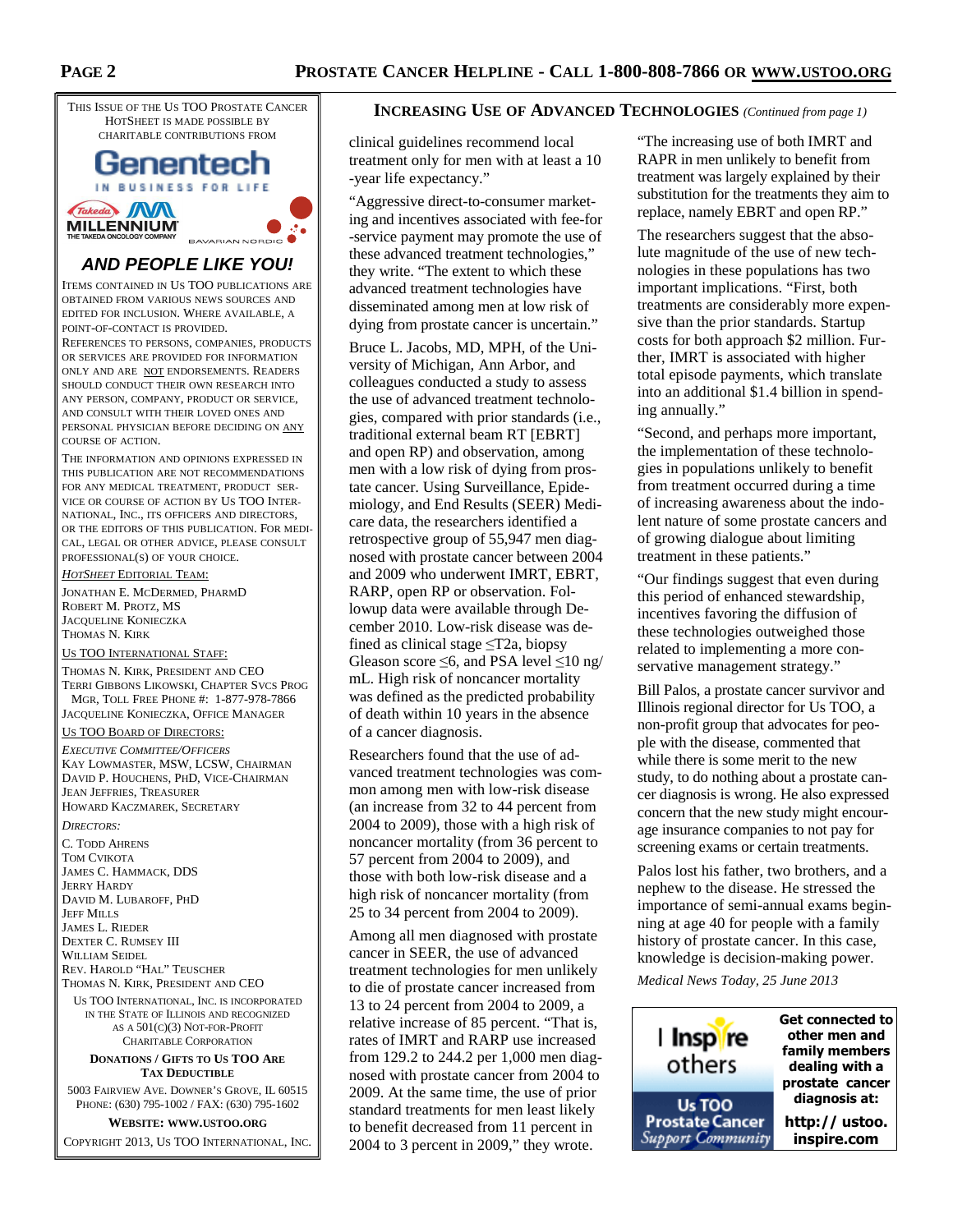This Issue of the Us TOO Prostate Cancer HotSheet is made possible by charitable contributions from

Genentech
IN BUSINESS FOR LIFE

Takeda MILLENNIUM THE TAKEDA ONCOLOGY COMPANY

BAVARIAN NORDIC

## AND PEOPLE LIKE YOU!

Items contained in Us TOO publications are obtained from various news sources and edited for inclusion. Where available, a point-of-contact is provided.

References to persons, companies, products or services are provided for information only and are not endorsements. Readers should conduct their own research into any person, company, product or service, and consult with their loved ones and personal physician before deciding on any course of action.

The information and opinions expressed in this publication are not recommendations for any medical treatment, product service or course of action by Us TOO International, Inc., its officers and directors, or the editors of this publication. For medical, legal or other advice, please consult professional(s) of your choice.

*HotSheet* Editorial Team:

Jonathan E. McDermed, PharmD
Robert M. Protz, MS
Jacqueline Konieczka
Thomas N. Kirk

Us TOO International Staff:

Thomas N. Kirk, President and CEO
Terri Gibbons Likowski, Chapter Svcs Prog Mgr, Toll Free Phone #: 1-877-978-7866
Jacqueline Konieczka, Office Manager

Us TOO Board of Directors:

*Executive Committee/Officers*
Kay Lowmaster, MSW, LCSW, Chairman
David P. Houchens, PhD, Vice-Chairman
Jean Jeffries, Treasurer
Howard Kaczmarek, Secretary

*Directors:*
C. Todd Ahrens
Tom Cvikota
James C. Hammack, DDS
Jerry Hardy
David M. Lubaroff, PhD
Jeff Mills
James L. Rieder
Dexter C. Rumsey III
William Seidel
Rev. Harold "Hal" Teuscher
Thomas N. Kirk, President and CEO

Us TOO International, Inc. is incorporated in the State of Illinois and recognized as a 501(c)(3) Not-For-Profit Charitable Corporation

**Donations / Gifts to Us TOO Are Tax Deductible**

5003 Fairview Ave. Downer's Grove, IL 60515
Phone: (630) 795-1002 / Fax: (630) 795-1602

**Website: www.ustoo.org**

Copyright 2013, Us TOO International, Inc.

## Increasing Use of Advanced Technologies *(Continued from page 1)*

clinical guidelines recommend local treatment only for men with at least a 10-year life expectancy."

"Aggressive direct-to-consumer marketing and incentives associated with fee-for-service payment may promote the use of these advanced treatment technologies," they write. "The extent to which these advanced treatment technologies have disseminated among men at low risk of dying from prostate cancer is uncertain."

Bruce L. Jacobs, MD, MPH, of the University of Michigan, Ann Arbor, and colleagues conducted a study to assess the use of advanced treatment technologies, compared with prior standards (i.e., traditional external beam RT [EBRT] and open RP) and observation, among men with a low risk of dying from prostate cancer. Using Surveillance, Epidemiology, and End Results (SEER) Medicare data, the researchers identified a retrospective group of 55,947 men diagnosed with prostate cancer between 2004 and 2009 who underwent IMRT, EBRT, RARP, open RP or observation. Followup data were available through December 2010. Low-risk disease was defined as clinical stage ≤T2a, biopsy Gleason score ≤6, and PSA level ≤10 ng/mL. High risk of noncancer mortality was defined as the predicted probability of death within 10 years in the absence of a cancer diagnosis.

Researchers found that the use of advanced treatment technologies was common among men with low-risk disease (an increase from 32 to 44 percent from 2004 to 2009), those with a high risk of noncancer mortality (from 36 percent to 57 percent from 2004 to 2009), and those with both low-risk disease and a high risk of noncancer mortality (from 25 to 34 percent from 2004 to 2009).

Among all men diagnosed with prostate cancer in SEER, the use of advanced treatment technologies for men unlikely to die of prostate cancer increased from 13 to 24 percent from 2004 to 2009, a relative increase of 85 percent. "That is, rates of IMRT and RARP use increased from 129.2 to 244.2 per 1,000 men diagnosed with prostate cancer from 2004 to 2009. At the same time, the use of prior standard treatments for men least likely to benefit decreased from 11 percent in 2004 to 3 percent in 2009," they wrote.

"The increasing use of both IMRT and RAPR in men unlikely to benefit from treatment was largely explained by their substitution for the treatments they aim to replace, namely EBRT and open RP."

The researchers suggest that the absolute magnitude of the use of new technologies in these populations has two important implications. "First, both treatments are considerably more expensive than the prior standards. Startup costs for both approach $2 million. Further, IMRT is associated with higher total episode payments, which translate into an additional $1.4 billion in spending annually."

"Second, and perhaps more important, the implementation of these technologies in populations unlikely to benefit from treatment occurred during a time of increasing awareness about the indolent nature of some prostate cancers and of growing dialogue about limiting treatment in these patients."

"Our findings suggest that even during this period of enhanced stewardship, incentives favoring the diffusion of these technologies outweighed those related to implementing a more conservative management strategy."

Bill Palos, a prostate cancer survivor and Illinois regional director for Us TOO, a non-profit group that advocates for people with the disease, commented that while there is some merit to the new study, to do nothing about a prostate cancer diagnosis is wrong. He also expressed concern that the new study might encourage insurance companies to not pay for screening exams or certain treatments.

Palos lost his father, two brothers, and a nephew to the disease. He stressed the importance of semi-annual exams beginning at age 40 for people with a family history of prostate cancer. In this case, knowledge is decision-making power.

*Medical News Today, 25 June 2013*

I Inspire others — Us TOO Prostate Cancer Support Community

**Get connected to other men and family members dealing with a prostate cancer diagnosis at:**

**http:// ustoo.inspire.com**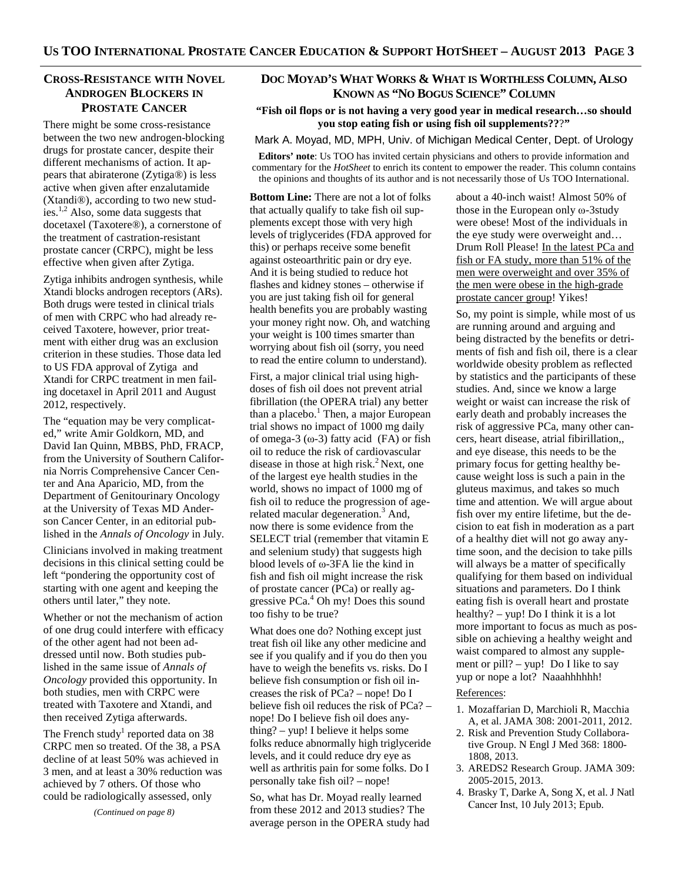## Cross-Resistance with Novel Androgen Blockers in Prostate Cancer

There might be some cross-resistance between the two new androgen-blocking drugs for prostate cancer, despite their different mechanisms of action. It appears that abiraterone (Zytiga®) is less active when given after enzalutamide (Xtandi®), according to two new studies.[1,2] Also, some data suggests that docetaxel (Taxotere®), a cornerstone of the treatment of castration-resistant prostate cancer (CRPC), might be less effective when given after Zytiga.

Zytiga inhibits androgen synthesis, while Xtandi blocks androgen receptors (ARs). Both drugs were tested in clinical trials of men with CRPC who had already received Taxotere, however, prior treatment with either drug was an exclusion criterion in these studies. Those data led to US FDA approval of Zytiga and Xtandi for CRPC treatment in men failing docetaxel in April 2011 and August 2012, respectively.

The "equation may be very complicated," write Amir Goldkorn, MD, and David Ian Quinn, MBBS, PhD, FRACP, from the University of Southern California Norris Comprehensive Cancer Center and Ana Aparicio, MD, from the Department of Genitourinary Oncology at the University of Texas MD Anderson Cancer Center, in an editorial published in the *Annals of Oncology* in July.

Clinicians involved in making treatment decisions in this clinical setting could be left "pondering the opportunity cost of starting with one agent and keeping the others until later," they note.

Whether or not the mechanism of action of one drug could interfere with efficacy of the other agent had not been addressed until now. Both studies published in the same issue of *Annals of Oncology* provided this opportunity. In both studies, men with CRPC were treated with Taxotere and Xtandi, and then received Zytiga afterwards.

The French study[1] reported data on 38 CRPC men so treated. Of the 38, a PSA decline of at least 50% was achieved in 3 men, and at least a 30% reduction was achieved by 7 others. Of those who could be radiologically assessed, only

*(Continued on page 8)*

## Doc Moyad's What Works & What is Worthless Column, Also Known as "No Bogus Science" Column

**"Fish oil flops or is not having a very good year in medical research…so should you stop eating fish or using fish oil supplements????"**

Mark A. Moyad, MD, MPH, Univ. of Michigan Medical Center, Dept. of Urology

**Editors' note**: Us TOO has invited certain physicians and others to provide information and commentary for the *HotSheet* to enrich its content to empower the reader. This column contains the opinions and thoughts of its author and is not necessarily those of Us TOO International.

**Bottom Line:** There are not a lot of folks that actually qualify to take fish oil supplements except those with very high levels of triglycerides (FDA approved for this) or perhaps receive some benefit against osteoarthritic pain or dry eye. And it is being studied to reduce hot flashes and kidney stones – otherwise if you are just taking fish oil for general health benefits you are probably wasting your money right now. Oh, and watching your weight is 100 times smarter than worrying about fish oil (sorry, you need to read the entire column to understand).

First, a major clinical trial using high-doses of fish oil does not prevent atrial fibrillation (the OPERA trial) any better than a placebo.[1] Then, a major European trial shows no impact of 1000 mg daily of omega-3 (ω-3) fatty acid (FA) or fish oil to reduce the risk of cardiovascular disease in those at high risk.[2] Next, one of the largest eye health studies in the world, shows no impact of 1000 mg of fish oil to reduce the progression of age-related macular degeneration.[3] And, now there is some evidence from the SELECT trial (remember that vitamin E and selenium study) that suggests high blood levels of ω-3FA lie the kind in fish and fish oil might increase the risk of prostate cancer (PCa) or really aggressive PCa.[4] Oh my! Does this sound too fishy to be true?

What does one do? Nothing except just treat fish oil like any other medicine and see if you qualify and if you do then you have to weigh the benefits vs. risks. Do I believe fish consumption or fish oil increases the risk of PCa? – nope! Do I believe fish oil reduces the risk of PCa? – nope! Do I believe fish oil does anything? – yup! I believe it helps some folks reduce abnormally high triglyceride levels, and it could reduce dry eye as well as arthritis pain for some folks. Do I personally take fish oil? – nope!

So, what has Dr. Moyad really learned from these 2012 and 2013 studies? The average person in the OPERA study had about a 40-inch waist! Almost 50% of those in the European only ω-3study were obese! Most of the individuals in the eye study were overweight and… Drum Roll Please! <u>In the latest PCa and fish or FA study, more than 51% of the men were overweight and over 35% of the men were obese in the high-grade prostate cancer group</u>! Yikes!

So, my point is simple, while most of us are running around and arguing and being distracted by the benefits or detriments of fish and fish oil, there is a clear worldwide obesity problem as reflected by statistics and the participants of these studies. And, since we know a large weight or waist can increase the risk of early death and probably increases the risk of aggressive PCa, many other cancers, heart disease, atrial fibirillation,, and eye disease, this needs to be the primary focus for getting healthy because weight loss is such a pain in the gluteus maximus, and takes so much time and attention. We will argue about fish over my entire lifetime, but the decision to eat fish in moderation as a part of a healthy diet will not go away anytime soon, and the decision to take pills will always be a matter of specifically qualifying for them based on individual situations and parameters. Do I think eating fish is overall heart and prostate healthy? – yup! Do I think it is a lot more important to focus as much as possible on achieving a healthy weight and waist compared to almost any supplement or pill? – yup! Do I like to say yup or nope a lot? Naaahhhhhh!

<u>References</u>:

1. Mozaffarian D, Marchioli R, Macchia A, et al. JAMA 308: 2001-2011, 2012.
2. Risk and Prevention Study Collaborative Group. N Engl J Med 368: 1800-1808, 2013.
3. AREDS2 Research Group. JAMA 309: 2005-2015, 2013.
4. Brasky T, Darke A, Song X, et al. J Natl Cancer Inst, 10 July 2013; Epub.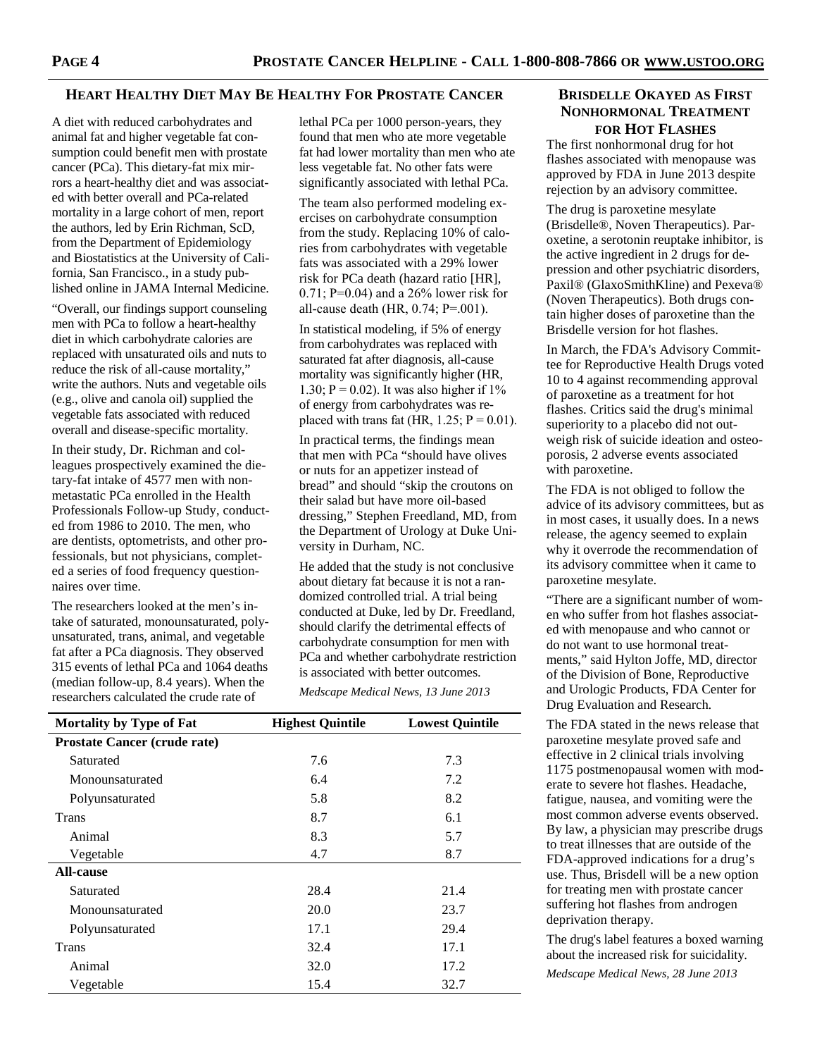## Heart Healthy Diet May Be Healthy For Prostate Cancer

A diet with reduced carbohydrates and animal fat and higher vegetable fat consumption could benefit men with prostate cancer (PCa). This dietary-fat mix mirrors a heart-healthy diet and was associated with better overall and PCa-related mortality in a large cohort of men, report the authors, led by Erin Richman, ScD, from the Department of Epidemiology and Biostatistics at the University of California, San Francisco., in a study published online in JAMA Internal Medicine.

"Overall, our findings support counseling men with PCa to follow a heart-healthy diet in which carbohydrate calories are replaced with unsaturated oils and nuts to reduce the risk of all-cause mortality," write the authors. Nuts and vegetable oils (e.g., olive and canola oil) supplied the vegetable fats associated with reduced overall and disease-specific mortality.

In their study, Dr. Richman and colleagues prospectively examined the dietary-fat intake of 4577 men with nonmetastatic PCa enrolled in the Health Professionals Follow-up Study, conducted from 1986 to 2010. The men, who are dentists, optometrists, and other professionals, but not physicians, completed a series of food frequency questionnaires over time.

The researchers looked at the men's intake of saturated, monounsaturated, polyunsaturated, trans, animal, and vegetable fat after a PCa diagnosis. They observed 315 events of lethal PCa and 1064 deaths (median follow-up, 8.4 years). When the researchers calculated the crude rate of lethal PCa per 1000 person-years, they found that men who ate more vegetable fat had lower mortality than men who ate less vegetable fat. No other fats were significantly associated with lethal PCa.

The team also performed modeling exercises on carbohydrate consumption from the study. Replacing 10% of calories from carbohydrates with vegetable fats was associated with a 29% lower risk for PCa death (hazard ratio [HR], 0.71; P=0.04) and a 26% lower risk for all-cause death (HR, 0.74; P=.001).

In statistical modeling, if 5% of energy from carbohydrates was replaced with saturated fat after diagnosis, all-cause mortality was significantly higher (HR, 1.30; P = 0.02). It was also higher if 1% of energy from carbohydrates was replaced with trans fat (HR, 1.25; P = 0.01).

In practical terms, the findings mean that men with PCa "should have olives or nuts for an appetizer instead of bread" and should "skip the croutons on their salad but have more oil-based dressing," Stephen Freedland, MD, from the Department of Urology at Duke University in Durham, NC.

He added that the study is not conclusive about dietary fat because it is not a randomized controlled trial. A trial being conducted at Duke, led by Dr. Freedland, should clarify the detrimental effects of carbohydrate consumption for men with PCa and whether carbohydrate restriction is associated with better outcomes.

*Medscape Medical News, 13 June 2013*

| Mortality by Type of Fat | Highest Quintile | Lowest Quintile |
|---|---|---|
| **Prostate Cancer (crude rate)** | | |
| Saturated | 7.6 | 7.3 |
| Monounsaturated | 6.4 | 7.2 |
| Polyunsaturated | 5.8 | 8.2 |
| Trans | 8.7 | 6.1 |
| Animal | 8.3 | 5.7 |
| Vegetable | 4.7 | 8.7 |
| **All-cause** | | |
| Saturated | 28.4 | 21.4 |
| Monounsaturated | 20.0 | 23.7 |
| Polyunsaturated | 17.1 | 29.4 |
| Trans | 32.4 | 17.1 |
| Animal | 32.0 | 17.2 |
| Vegetable | 15.4 | 32.7 |

## Brisdelle Okayed as First Nonhormonal Treatment for Hot Flashes

The first nonhormonal drug for hot flashes associated with menopause was approved by FDA in June 2013 despite rejection by an advisory committee.

The drug is paroxetine mesylate (Brisdelle®, Noven Therapeutics). Paroxetine, a serotonin reuptake inhibitor, is the active ingredient in 2 drugs for depression and other psychiatric disorders, Paxil® (GlaxoSmithKline) and Pexeva® (Noven Therapeutics). Both drugs contain higher doses of paroxetine than the Brisdelle version for hot flashes.

In March, the FDA's Advisory Committee for Reproductive Health Drugs voted 10 to 4 against recommending approval of paroxetine as a treatment for hot flashes. Critics said the drug's minimal superiority to a placebo did not outweigh risk of suicide ideation and osteoporosis, 2 adverse events associated with paroxetine.

The FDA is not obliged to follow the advice of its advisory committees, but as in most cases, it usually does. In a news release, the agency seemed to explain why it overrode the recommendation of its advisory committee when it came to paroxetine mesylate.

"There are a significant number of women who suffer from hot flashes associated with menopause and who cannot or do not want to use hormonal treatments," said Hylton Joffe, MD, director of the Division of Bone, Reproductive and Urologic Products, FDA Center for Drug Evaluation and Research.

The FDA stated in the news release that paroxetine mesylate proved safe and effective in 2 clinical trials involving 1175 postmenopausal women with moderate to severe hot flashes. Headache, fatigue, nausea, and vomiting were the most common adverse events observed. By law, a physician may prescribe drugs to treat illnesses that are outside of the FDA-approved indications for a drug's use. Thus, Brisdell will be a new option for treating men with prostate cancer suffering hot flashes from androgen deprivation therapy.

The drug's label features a boxed warning about the increased risk for suicidality.

*Medscape Medical News, 28 June 2013*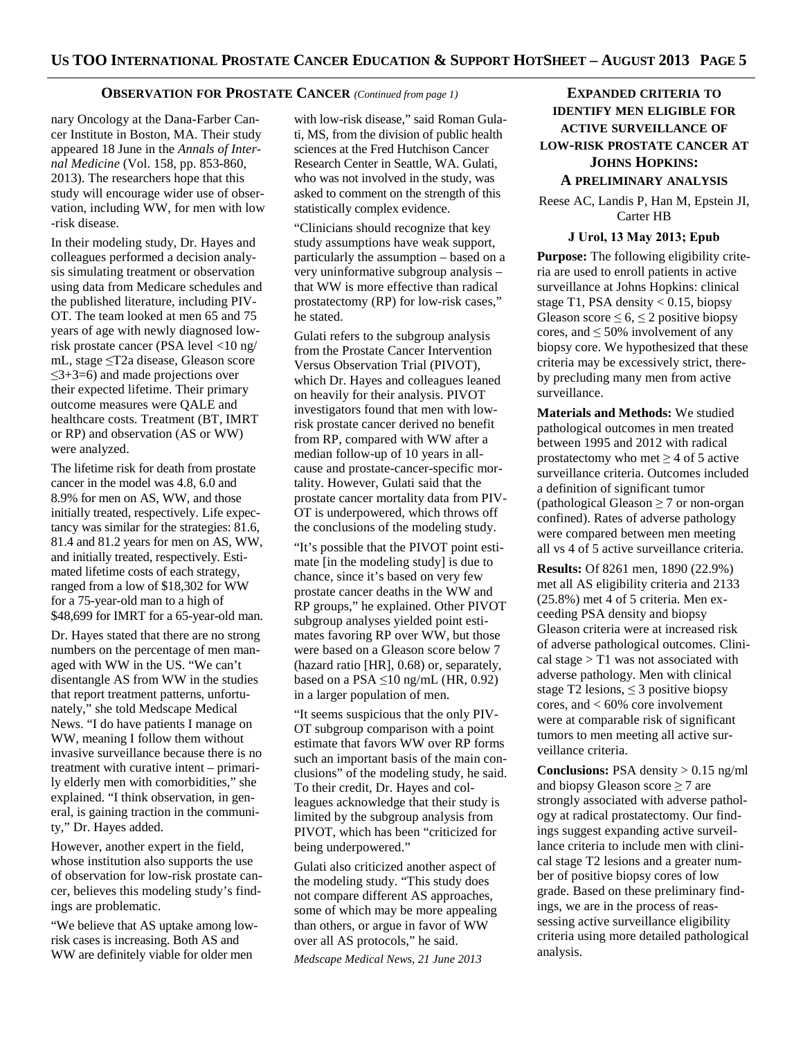## OBSERVATION FOR PROSTATE CANCER *(Continued from page 1)*

nary Oncology at the Dana-Farber Cancer Institute in Boston, MA. Their study appeared 18 June in the *Annals of Internal Medicine* (Vol. 158, pp. 853-860, 2013). The researchers hope that this study will encourage wider use of observation, including WW, for men with low-risk disease.

In their modeling study, Dr. Hayes and colleagues performed a decision analysis simulating treatment or observation using data from Medicare schedules and the published literature, including PIVOT. The team looked at men 65 and 75 years of age with newly diagnosed low-risk prostate cancer (PSA level <10 ng/mL, stage ≤T2a disease, Gleason score ≤3+3=6) and made projections over their expected lifetime. Their primary outcome measures were QALE and healthcare costs. Treatment (BT, IMRT or RP) and observation (AS or WW) were analyzed.

The lifetime risk for death from prostate cancer in the model was 4.8, 6.0 and 8.9% for men on AS, WW, and those initially treated, respectively. Life expectancy was similar for the strategies: 81.6, 81.4 and 81.2 years for men on AS, WW, and initially treated, respectively. Estimated lifetime costs of each strategy, ranged from a low of $18,302 for WW for a 75-year-old man to a high of $48,699 for IMRT for a 65-year-old man.

Dr. Hayes stated that there are no strong numbers on the percentage of men managed with WW in the US. "We can't disentangle AS from WW in the studies that report treatment patterns, unfortunately," she told Medscape Medical News. "I do have patients I manage on WW, meaning I follow them without invasive surveillance because there is no treatment with curative intent – primarily elderly men with comorbidities," she explained. "I think observation, in general, is gaining traction in the community," Dr. Hayes added.

However, another expert in the field, whose institution also supports the use of observation for low-risk prostate cancer, believes this modeling study's findings are problematic.

"We believe that AS uptake among low-risk cases is increasing. Both AS and WW are definitely viable for older men with low-risk disease," said Roman Gulati, MS, from the division of public health sciences at the Fred Hutchison Cancer Research Center in Seattle, WA. Gulati, who was not involved in the study, was asked to comment on the strength of this statistically complex evidence.

"Clinicians should recognize that key study assumptions have weak support, particularly the assumption – based on a very uninformative subgroup analysis – that WW is more effective than radical prostatectomy (RP) for low-risk cases," he stated.

Gulati refers to the subgroup analysis from the Prostate Cancer Intervention Versus Observation Trial (PIVOT), which Dr. Hayes and colleagues leaned on heavily for their analysis. PIVOT investigators found that men with low-risk prostate cancer derived no benefit from RP, compared with WW after a median follow-up of 10 years in all-cause and prostate-cancer-specific mortality. However, Gulati said that the prostate cancer mortality data from PIVOT is underpowered, which throws off the conclusions of the modeling study.

"It's possible that the PIVOT point estimate [in the modeling study] is due to chance, since it's based on very few prostate cancer deaths in the WW and RP groups," he explained. Other PIVOT subgroup analyses yielded point estimates favoring RP over WW, but those were based on a Gleason score below 7 (hazard ratio [HR], 0.68) or, separately, based on a PSA ≤10 ng/mL (HR, 0.92) in a larger population of men.

"It seems suspicious that the only PIVOT subgroup comparison with a point estimate that favors WW over RP forms such an important basis of the main conclusions" of the modeling study, he said. To their credit, Dr. Hayes and colleagues acknowledge that their study is limited by the subgroup analysis from PIVOT, which has been "criticized for being underpowered."

Gulati also criticized another aspect of the modeling study. "This study does not compare different AS approaches, some of which may be more appealing than others, or argue in favor of WW over all AS protocols," he said.

*Medscape Medical News, 21 June 2013*

## EXPANDED CRITERIA TO IDENTIFY MEN ELIGIBLE FOR ACTIVE SURVEILLANCE OF LOW-RISK PROSTATE CANCER AT JOHNS HOPKINS: A PRELIMINARY ANALYSIS

Reese AC, Landis P, Han M, Epstein JI, Carter HB

**J Urol, 13 May 2013; Epub**

**Purpose:** The following eligibility criteria are used to enroll patients in active surveillance at Johns Hopkins: clinical stage T1, PSA density < 0.15, biopsy Gleason score ≤ 6, ≤ 2 positive biopsy cores, and ≤ 50% involvement of any biopsy core. We hypothesized that these criteria may be excessively strict, thereby precluding many men from active surveillance.

**Materials and Methods:** We studied pathological outcomes in men treated between 1995 and 2012 with radical prostatectomy who met ≥ 4 of 5 active surveillance criteria. Outcomes included a definition of significant tumor (pathological Gleason ≥ 7 or non-organ confined). Rates of adverse pathology were compared between men meeting all vs 4 of 5 active surveillance criteria.

**Results:** Of 8261 men, 1890 (22.9%) met all AS eligibility criteria and 2133 (25.8%) met 4 of 5 criteria. Men exceeding PSA density and biopsy Gleason criteria were at increased risk of adverse pathological outcomes. Clinical stage > T1 was not associated with adverse pathology. Men with clinical stage T2 lesions, ≤ 3 positive biopsy cores, and < 60% core involvement were at comparable risk of significant tumors to men meeting all active surveillance criteria.

**Conclusions:** PSA density > 0.15 ng/ml and biopsy Gleason score ≥ 7 are strongly associated with adverse pathology at radical prostatectomy. Our findings suggest expanding active surveillance criteria to include men with clinical stage T2 lesions and a greater number of positive biopsy cores of low grade. Based on these preliminary findings, we are in the process of reassessing active surveillance eligibility criteria using more detailed pathological analysis.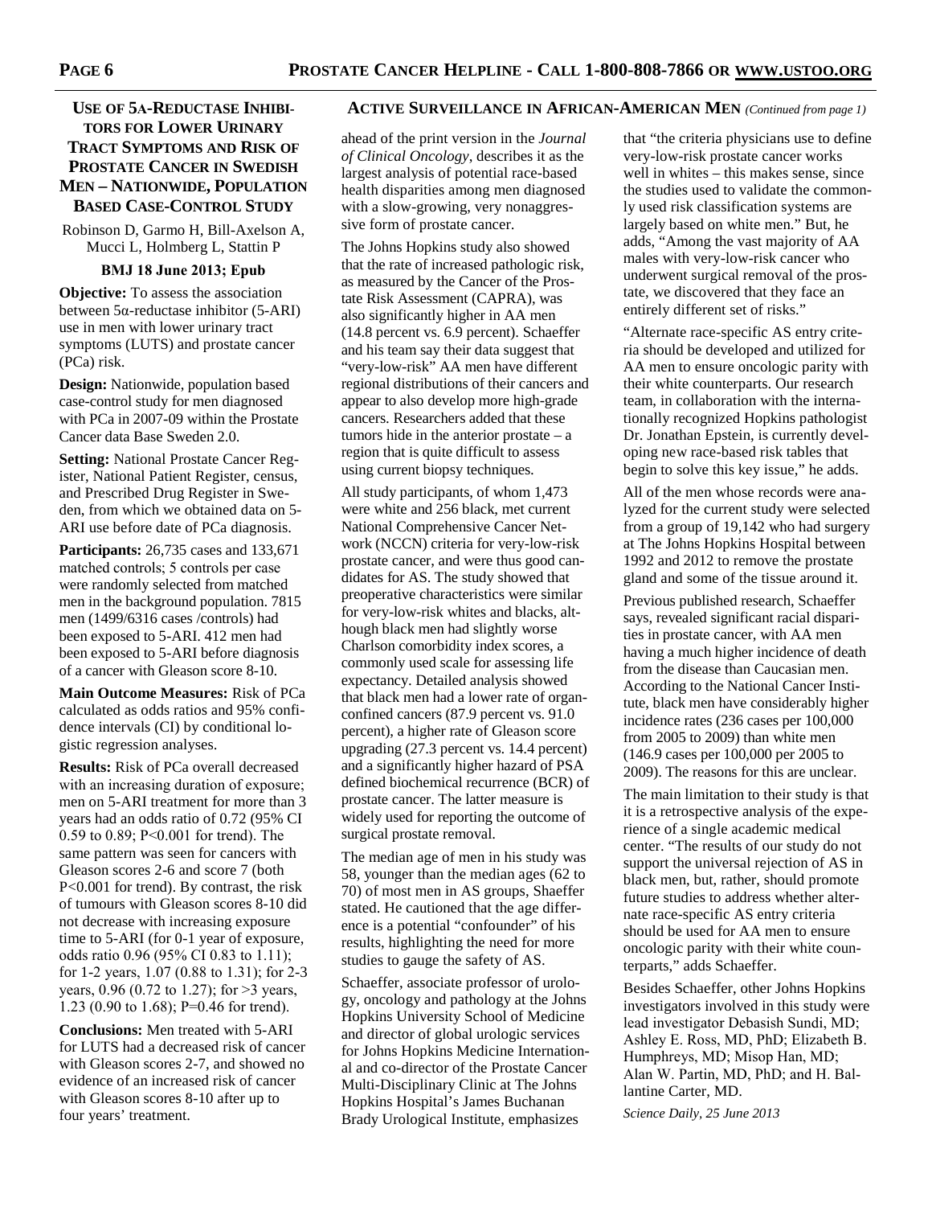## Use of 5α-Reductase Inhibitors for Lower Urinary Tract Symptoms and Risk of Prostate Cancer in Swedish Men – Nationwide, Population Based Case-Control Study

Robinson D, Garmo H, Bill-Axelson A, Mucci L, Holmberg L, Stattin P

**BMJ 18 June 2013; Epub**

**Objective:** To assess the association between 5α-reductase inhibitor (5-ARI) use in men with lower urinary tract symptoms (LUTS) and prostate cancer (PCa) risk.

**Design:** Nationwide, population based case-control study for men diagnosed with PCa in 2007-09 within the Prostate Cancer data Base Sweden 2.0.

**Setting:** National Prostate Cancer Register, National Patient Register, census, and Prescribed Drug Register in Sweden, from which we obtained data on 5-ARI use before date of PCa diagnosis.

**Participants:** 26,735 cases and 133,671 matched controls; 5 controls per case were randomly selected from matched men in the background population. 7815 men (1499/6316 cases /controls) had been exposed to 5-ARI. 412 men had been exposed to 5-ARI before diagnosis of a cancer with Gleason score 8-10.

**Main Outcome Measures:** Risk of PCa calculated as odds ratios and 95% confidence intervals (CI) by conditional logistic regression analyses.

**Results:** Risk of PCa overall decreased with an increasing duration of exposure; men on 5-ARI treatment for more than 3 years had an odds ratio of 0.72 (95% CI 0.59 to 0.89; P<0.001 for trend). The same pattern was seen for cancers with Gleason scores 2-6 and score 7 (both P<0.001 for trend). By contrast, the risk of tumours with Gleason scores 8-10 did not decrease with increasing exposure time to 5-ARI (for 0-1 year of exposure, odds ratio 0.96 (95% CI 0.83 to 1.11); for 1-2 years, 1.07 (0.88 to 1.31); for 2-3 years, 0.96 (0.72 to 1.27); for >3 years, 1.23 (0.90 to 1.68); P=0.46 for trend).

**Conclusions:** Men treated with 5-ARI for LUTS had a decreased risk of cancer with Gleason scores 2-7, and showed no evidence of an increased risk of cancer with Gleason scores 8-10 after up to four years' treatment.

## Active Surveillance in African-American Men *(Continued from page 1)*

ahead of the print version in the *Journal of Clinical Oncology*, describes it as the largest analysis of potential race-based health disparities among men diagnosed with a slow-growing, very nonaggressive form of prostate cancer.

The Johns Hopkins study also showed that the rate of increased pathologic risk, as measured by the Cancer of the Prostate Risk Assessment (CAPRA), was also significantly higher in AA men (14.8 percent vs. 6.9 percent). Schaeffer and his team say their data suggest that "very-low-risk" AA men have different regional distributions of their cancers and appear to also develop more high-grade cancers. Researchers added that these tumors hide in the anterior prostate – a region that is quite difficult to assess using current biopsy techniques.

All study participants, of whom 1,473 were white and 256 black, met current National Comprehensive Cancer Network (NCCN) criteria for very-low-risk prostate cancer, and were thus good candidates for AS. The study showed that preoperative characteristics were similar for very-low-risk whites and blacks, although black men had slightly worse Charlson comorbidity index scores, a commonly used scale for assessing life expectancy. Detailed analysis showed that black men had a lower rate of organ-confined cancers (87.9 percent vs. 91.0 percent), a higher rate of Gleason score upgrading (27.3 percent vs. 14.4 percent) and a significantly higher hazard of PSA defined biochemical recurrence (BCR) of prostate cancer. The latter measure is widely used for reporting the outcome of surgical prostate removal.

The median age of men in his study was 58, younger than the median ages (62 to 70) of most men in AS groups, Shaeffer stated. He cautioned that the age difference is a potential "confounder" of his results, highlighting the need for more studies to gauge the safety of AS.

Schaeffer, associate professor of urology, oncology and pathology at the Johns Hopkins University School of Medicine and director of global urologic services for Johns Hopkins Medicine International and co-director of the Prostate Cancer Multi-Disciplinary Clinic at The Johns Hopkins Hospital's James Buchanan Brady Urological Institute, emphasizes that "the criteria physicians use to define very-low-risk prostate cancer works well in whites – this makes sense, since the studies used to validate the commonly used risk classification systems are largely based on white men." But, he adds, "Among the vast majority of AA males with very-low-risk cancer who underwent surgical removal of the prostate, we discovered that they face an entirely different set of risks."

"Alternate race-specific AS entry criteria should be developed and utilized for AA men to ensure oncologic parity with their white counterparts. Our research team, in collaboration with the internationally recognized Hopkins pathologist Dr. Jonathan Epstein, is currently developing new race-based risk tables that begin to solve this key issue," he adds.

All of the men whose records were analyzed for the current study were selected from a group of 19,142 who had surgery at The Johns Hopkins Hospital between 1992 and 2012 to remove the prostate gland and some of the tissue around it.

Previous published research, Schaeffer says, revealed significant racial disparities in prostate cancer, with AA men having a much higher incidence of death from the disease than Caucasian men. According to the National Cancer Institute, black men have considerably higher incidence rates (236 cases per 100,000 from 2005 to 2009) than white men (146.9 cases per 100,000 per 2005 to 2009). The reasons for this are unclear.

The main limitation to their study is that it is a retrospective analysis of the experience of a single academic medical center. "The results of our study do not support the universal rejection of AS in black men, but, rather, should promote future studies to address whether alternate race-specific AS entry criteria should be used for AA men to ensure oncologic parity with their white counterparts," adds Schaeffer.

Besides Schaeffer, other Johns Hopkins investigators involved in this study were lead investigator Debasish Sundi, MD; Ashley E. Ross, MD, PhD; Elizabeth B. Humphreys, MD; Misop Han, MD; Alan W. Partin, MD, PhD; and H. Ballantine Carter, MD.

*Science Daily, 25 June 2013*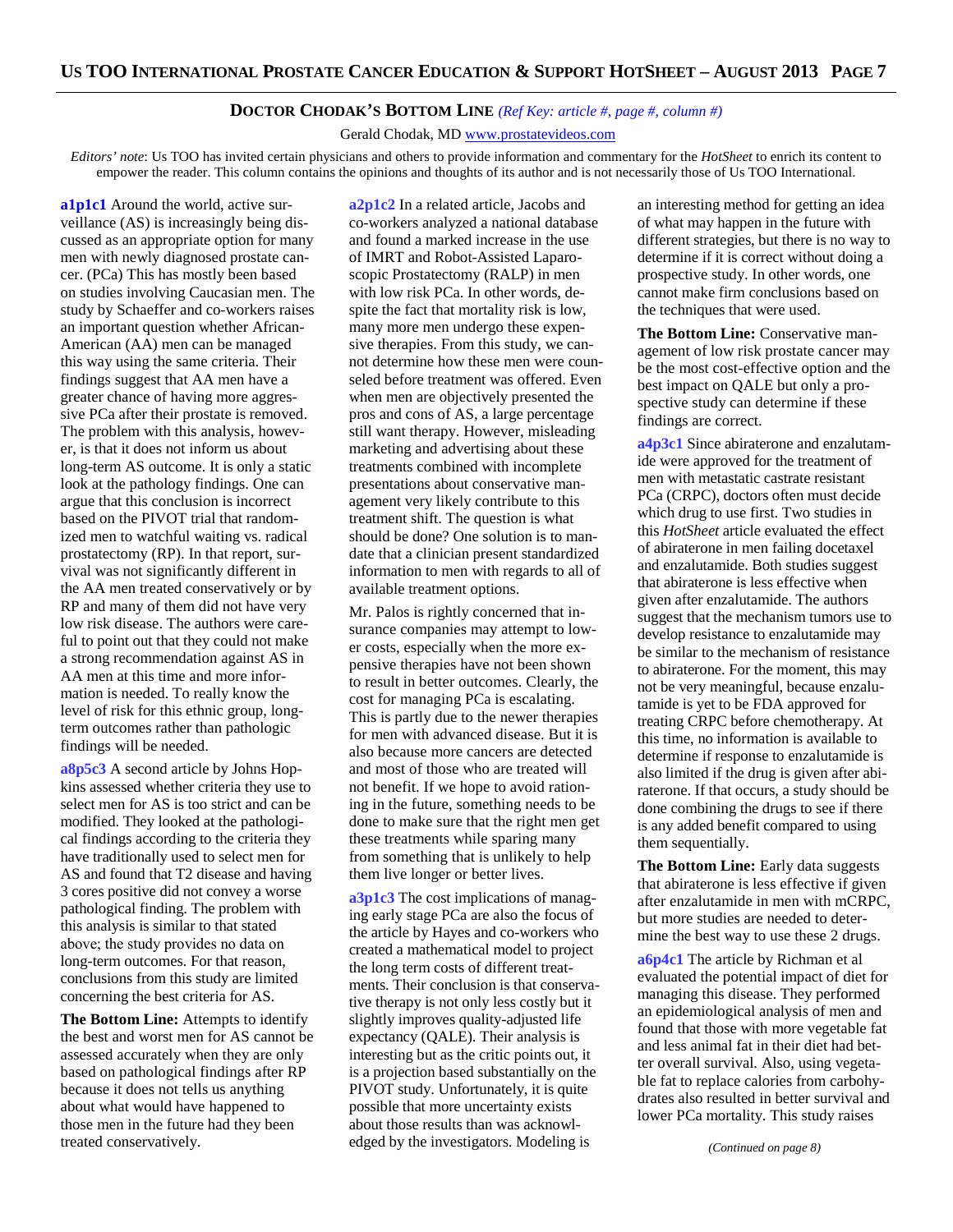## DOCTOR CHODAK'S BOTTOM LINE *(Ref Key: article #, page #, column #)*

Gerald Chodak, MD www.prostatevideos.com

*Editors' note*: Us TOO has invited certain physicians and others to provide information and commentary for the *HotSheet* to enrich its content to empower the reader. This column contains the opinions and thoughts of its author and is not necessarily those of Us TOO International.

**a1p1c1** Around the world, active surveillance (AS) is increasingly being discussed as an appropriate option for many men with newly diagnosed prostate cancer. (PCa) This has mostly been based on studies involving Caucasian men. The study by Schaeffer and co-workers raises an important question whether African-American (AA) men can be managed this way using the same criteria. Their findings suggest that AA men have a greater chance of having more aggressive PCa after their prostate is removed. The problem with this analysis, however, is that it does not inform us about long-term AS outcome. It is only a static look at the pathology findings. One can argue that this conclusion is incorrect based on the PIVOT trial that randomized men to watchful waiting vs. radical prostatectomy (RP). In that report, survival was not significantly different in the AA men treated conservatively or by RP and many of them did not have very low risk disease. The authors were careful to point out that they could not make a strong recommendation against AS in AA men at this time and more information is needed. To really know the level of risk for this ethnic group, long-term outcomes rather than pathologic findings will be needed.

**a8p5c3** A second article by Johns Hopkins assessed whether criteria they use to select men for AS is too strict and can be modified. They looked at the pathological findings according to the criteria they have traditionally used to select men for AS and found that T2 disease and having 3 cores positive did not convey a worse pathological finding. The problem with this analysis is similar to that stated above; the study provides no data on long-term outcomes. For that reason, conclusions from this study are limited concerning the best criteria for AS.

**The Bottom Line:** Attempts to identify the best and worst men for AS cannot be assessed accurately when they are only based on pathological findings after RP because it does not tells us anything about what would have happened to those men in the future had they been treated conservatively.

**a2p1c2** In a related article, Jacobs and co-workers analyzed a national database and found a marked increase in the use of IMRT and Robot-Assisted Laparoscopic Prostatectomy (RALP) in men with low risk PCa. In other words, despite the fact that mortality risk is low, many more men undergo these expensive therapies. From this study, we cannot determine how these men were counseled before treatment was offered. Even when men are objectively presented the pros and cons of AS, a large percentage still want therapy. However, misleading marketing and advertising about these treatments combined with incomplete presentations about conservative management very likely contribute to this treatment shift. The question is what should be done? One solution is to mandate that a clinician present standardized information to men with regards to all of available treatment options.

Mr. Palos is rightly concerned that insurance companies may attempt to lower costs, especially when the more expensive therapies have not been shown to result in better outcomes. Clearly, the cost for managing PCa is escalating. This is partly due to the newer therapies for men with advanced disease. But it is also because more cancers are detected and most of those who are treated will not benefit. If we hope to avoid rationing in the future, something needs to be done to make sure that the right men get these treatments while sparing many from something that is unlikely to help them live longer or better lives.

**a3p1c3** The cost implications of managing early stage PCa are also the focus of the article by Hayes and co-workers who created a mathematical model to project the long term costs of different treatments. Their conclusion is that conservative therapy is not only less costly but it slightly improves quality-adjusted life expectancy (QALE). Their analysis is interesting but as the critic points out, it is a projection based substantially on the PIVOT study. Unfortunately, it is quite possible that more uncertainty exists about those results than was acknowledged by the investigators. Modeling is an interesting method for getting an idea of what may happen in the future with different strategies, but there is no way to determine if it is correct without doing a prospective study. In other words, one cannot make firm conclusions based on the techniques that were used.

**The Bottom Line:** Conservative management of low risk prostate cancer may be the most cost-effective option and the best impact on QALE but only a prospective study can determine if these findings are correct.

**a4p3c1** Since abiraterone and enzalutamide were approved for the treatment of men with metastatic castrate resistant PCa (CRPC), doctors often must decide which drug to use first. Two studies in this *HotSheet* article evaluated the effect of abiraterone in men failing docetaxel and enzalutamide. Both studies suggest that abiraterone is less effective when given after enzalutamide. The authors suggest that the mechanism tumors use to develop resistance to enzalutamide may be similar to the mechanism of resistance to abiraterone. For the moment, this may not be very meaningful, because enzalutamide is yet to be FDA approved for treating CRPC before chemotherapy. At this time, no information is available to determine if response to enzalutamide is also limited if the drug is given after abiraterone. If that occurs, a study should be done combining the drugs to see if there is any added benefit compared to using them sequentially.

**The Bottom Line:** Early data suggests that abiraterone is less effective if given after enzalutamide in men with mCRPC, but more studies are needed to determine the best way to use these 2 drugs.

**a6p4c1** The article by Richman et al evaluated the potential impact of diet for managing this disease. They performed an epidemiological analysis of men and found that those with more vegetable fat and less animal fat in their diet had better overall survival. Also, using vegetable fat to replace calories from carbohydrates also resulted in better survival and lower PCa mortality. This study raises

*(Continued on page 8)*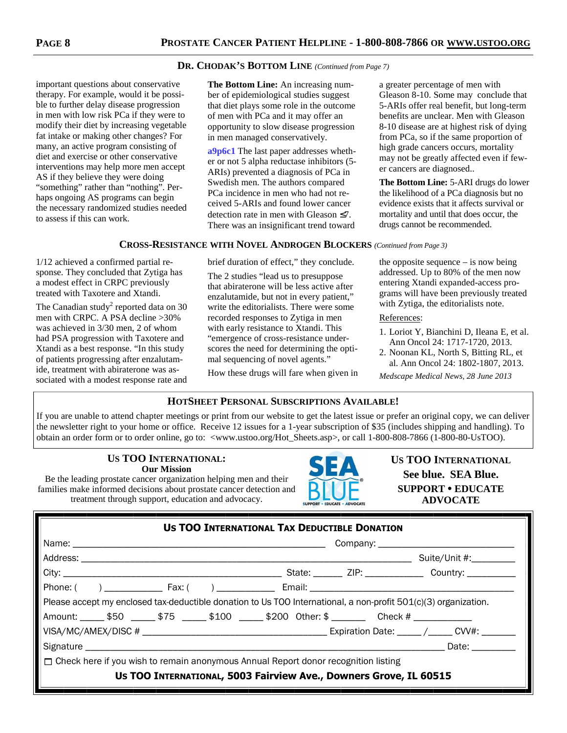## DR. CHODAK'S BOTTOM LINE *(Continued from Page 7)*

important questions about conservative therapy. For example, would it be possible to further delay disease progression in men with low risk PCa if they were to modify their diet by increasing vegetable fat intake or making other changes? For many, an active program consisting of diet and exercise or other conservative interventions may help more men accept AS if they believe they were doing "something" rather than "nothing". Perhaps ongoing AS programs can begin the necessary randomized studies needed to assess if this can work.

**The Bottom Line:** An increasing number of epidemiological studies suggest that diet plays some role in the outcome of men with PCa and it may offer an opportunity to slow disease progression in men managed conservatively.

**a9p6c1** The last paper addresses whether or not 5 alpha reductase inhibitors (5-ARIs) prevented a diagnosis of PCa in Swedish men. The authors compared PCa incidence in men who had not received 5-ARIs and found lower cancer detection rate in men with Gleason ≤7. There was an insignificant trend toward a greater percentage of men with Gleason 8-10. Some may conclude that 5-ARIs offer real benefit, but long-term benefits are unclear. Men with Gleason 8-10 disease are at highest risk of dying from PCa, so if the same proportion of high grade cancers occurs, mortality may not be greatly affected even if fewer cancers are diagnosed..

**The Bottom Line:** 5-ARI drugs do lower the likelihood of a PCa diagnosis but no evidence exists that it affects survival or mortality and until that does occur, the drugs cannot be recommended.

## CROSS-RESISTANCE WITH NOVEL ANDROGEN BLOCKERS *(Continued from Page 3)*

1/12 achieved a confirmed partial response. They concluded that Zytiga has a modest effect in CRPC previously treated with Taxotere and Xtandi.

The Canadian study[2] reported data on 30 men with CRPC. A PSA decline >30% was achieved in 3/30 men, 2 of whom had PSA progression with Taxotere and Xtandi as a best response. "In this study of patients progressing after enzalutamide, treatment with abiraterone was associated with a modest response rate and brief duration of effect," they conclude.

The 2 studies "lead us to presuppose that abiraterone will be less active after enzalutamide, but not in every patient," write the editorialists. There were some recorded responses to Zytiga in men with early resistance to Xtandi. This "emergence of cross-resistance underscores the need for determining the optimal sequencing of novel agents."

How these drugs will fare when given in the opposite sequence – is now being addressed. Up to 80% of the men now entering Xtandi expanded-access programs will have been previously treated with Zytiga, the editorialists note.

References:

1. Loriot Y, Bianchini D, Ileana E, et al. Ann Oncol 24: 1717-1720, 2013.
2. Noonan KL, North S, Bitting RL, et al. Ann Oncol 24: 1802-1807, 2013.

*Medscape Medical News, 28 June 2013*

## HOTSHEET PERSONAL SUBSCRIPTIONS AVAILABLE!

If you are unable to attend chapter meetings or print from our website to get the latest issue or prefer an original copy, we can deliver the newsletter right to your home or office. Receive 12 issues for a 1-year subscription of $35 (includes shipping and handling). To obtain an order form or to order online, go to: <www.ustoo.org/Hot_Sheets.asp>, or call 1-800-808-7866 (1-800-80-UsTOO).

### US TOO INTERNATIONAL: Our Mission

Be the leading prostate cancer organization helping men and their families make informed decisions about prostate cancer detection and treatment through support, education and advocacy.

SEA BLUE® SUPPORT • EDUCATE • ADVOCATE

**US TOO INTERNATIONAL**
**See blue. SEA Blue.**
**SUPPORT • EDUCATE ADVOCATE**

### US TOO INTERNATIONAL TAX DEDUCTIBLE DONATION

Name: ______________________ Company: ______________________

Address: ______________________ Suite/Unit #: ________

City: ______________________ State: ______ ZIP: __________ Country: ________

Phone: ( ) __________ Fax: ( ) __________ Email: ______________________

Please accept my enclosed tax-deductible donation to Us TOO International, a non-profit 501(c)(3) organization.

Amount: _____ $50 _____ $75 _____ $100 _____ $200 Other: $ _______ Check # ___________

VISA/MC/AMEX/DISC # ______________________ Expiration Date: _____ /_____ CVV#: _______

Signature ______________________ Date: ________

☐ Check here if you wish to remain anonymous Annual Report donor recognition listing

**US TOO INTERNATIONAL, 5003 Fairview Ave., Downers Grove, IL 60515**